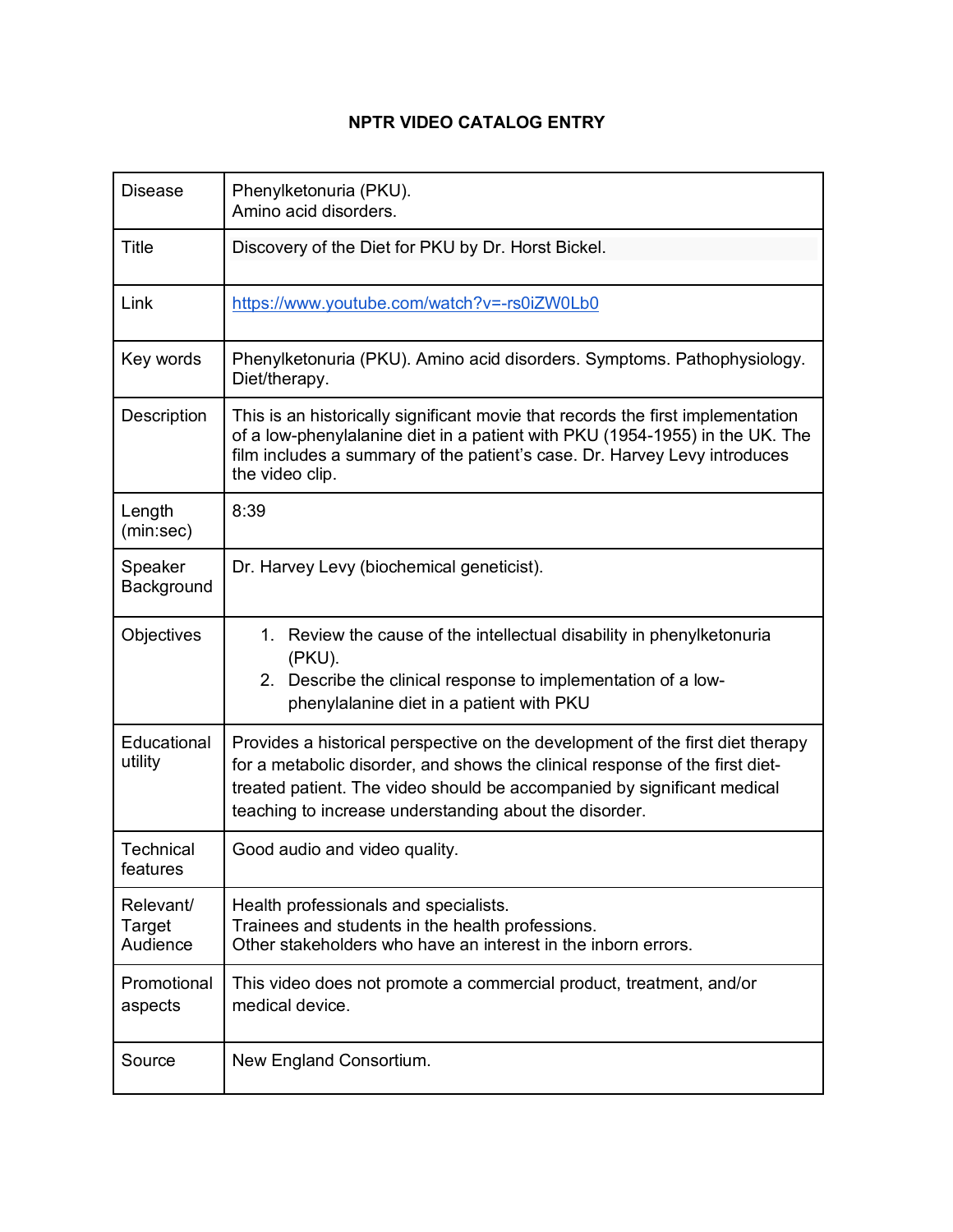# NPTR VIDEO CATALOG ENTRY

| | |
|---|---|
| Disease | Phenylketonuria (PKU).<br>Amino acid disorders. |
| Title | Discovery of the Diet for PKU by Dr. Horst Bickel. |
| Link | https://www.youtube.com/watch?v=-rs0iZW0Lb0 |
| Key words | Phenylketonuria (PKU). Amino acid disorders. Symptoms. Pathophysiology. Diet/therapy. |
| Description | This is an historically significant movie that records the first implementation of a low-phenylalanine diet in a patient with PKU (1954-1955) in the UK. The film includes a summary of the patient's case. Dr. Harvey Levy introduces the video clip. |
| Length (min:sec) | 8:39 |
| Speaker Background | Dr. Harvey Levy (biochemical geneticist). |
| Objectives | 1. Review the cause of the intellectual disability in phenylketonuria (PKU).<br>2. Describe the clinical response to implementation of a low-phenylalanine diet in a patient with PKU |
| Educational utility | Provides a historical perspective on the development of the first diet therapy for a metabolic disorder, and shows the clinical response of the first diet-treated patient. The video should be accompanied by significant medical teaching to increase understanding about the disorder. |
| Technical features | Good audio and video quality. |
| Relevant/ Target Audience | Health professionals and specialists.<br>Trainees and students in the health professions.<br>Other stakeholders who have an interest in the inborn errors. |
| Promotional aspects | This video does not promote a commercial product, treatment, and/or medical device. |
| Source | New England Consortium. |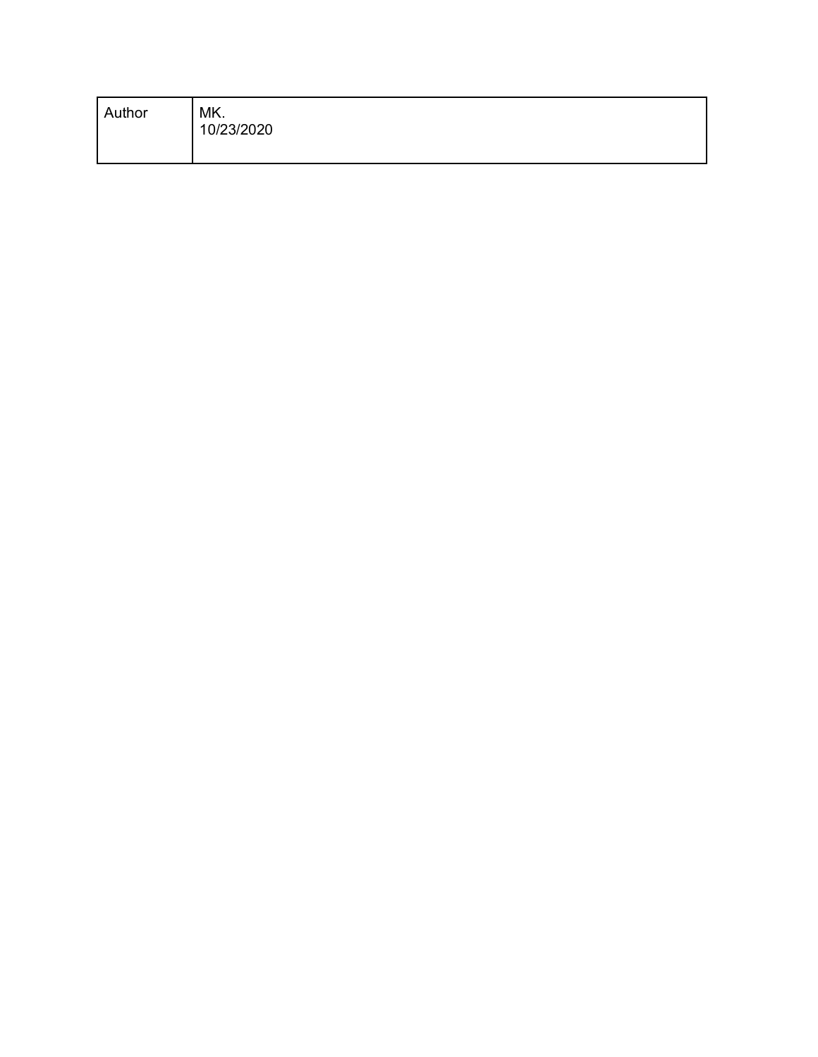| | |
|---|---|
| Author | MK.<br>10/23/2020 |